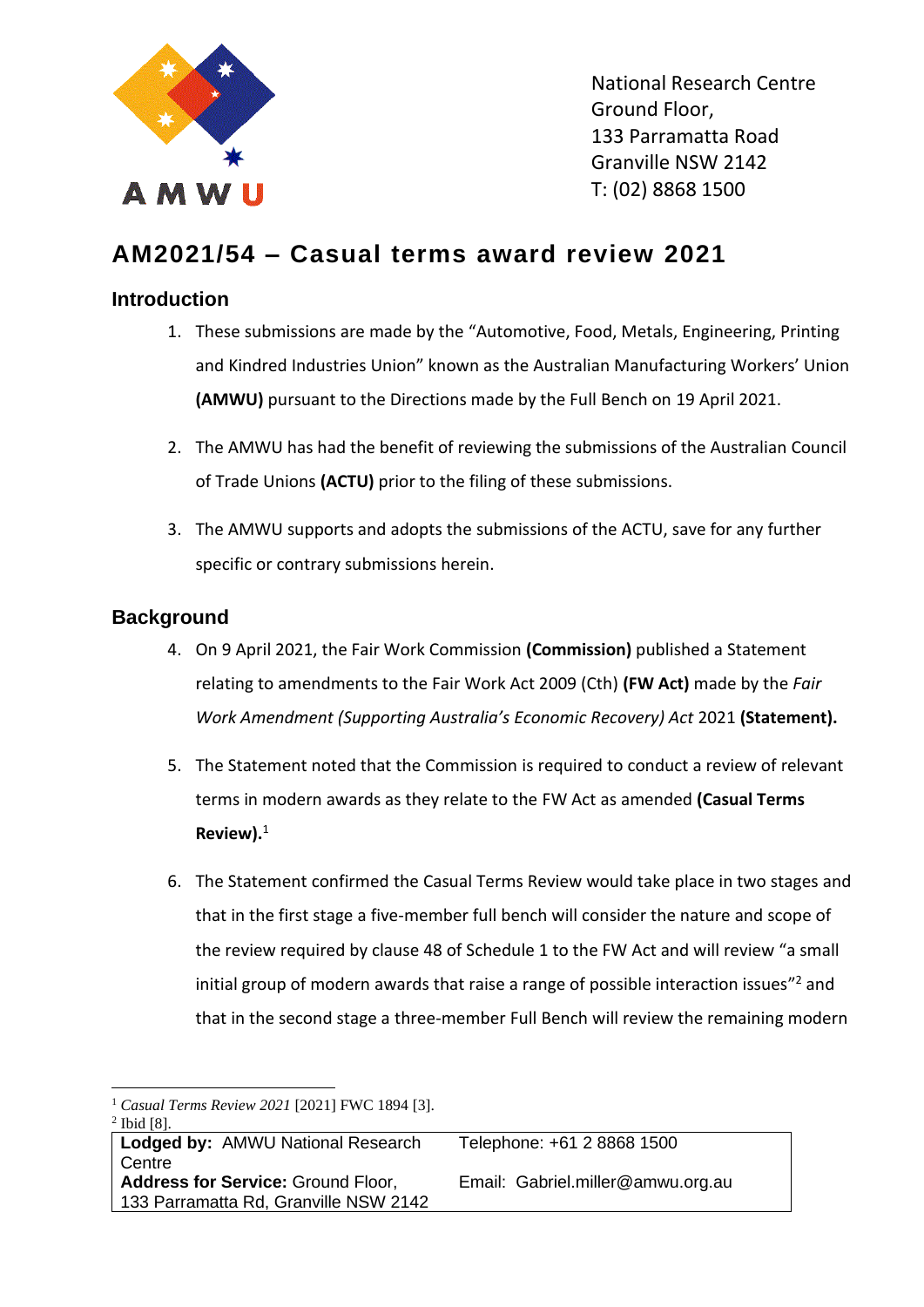AMWU

National Research Centre
Ground Floor,
133 Parramatta Road
Granville NSW 2142
T: (02) 8868 1500

# AM2021/54 – Casual terms award review 2021

## Introduction

1. These submissions are made by the "Automotive, Food, Metals, Engineering, Printing and Kindred Industries Union" known as the Australian Manufacturing Workers' Union **(AMWU)** pursuant to the Directions made by the Full Bench on 19 April 2021.

2. The AMWU has had the benefit of reviewing the submissions of the Australian Council of Trade Unions **(ACTU)** prior to the filing of these submissions.

3. The AMWU supports and adopts the submissions of the ACTU, save for any further specific or contrary submissions herein.

## Background

4. On 9 April 2021, the Fair Work Commission **(Commission)** published a Statement relating to amendments to the Fair Work Act 2009 (Cth) **(FW Act)** made by the *Fair Work Amendment (Supporting Australia's Economic Recovery) Act* 2021 **(Statement).**

5. The Statement noted that the Commission is required to conduct a review of relevant terms in modern awards as they relate to the FW Act as amended **(Casual Terms Review).**[1]

6. The Statement confirmed the Casual Terms Review would take place in two stages and that in the first stage a five-member full bench will consider the nature and scope of the review required by clause 48 of Schedule 1 to the FW Act and will review "a small initial group of modern awards that raise a range of possible interaction issues"[2] and that in the second stage a three-member Full Bench will review the remaining modern

[1] *Casual Terms Review 2021* [2021] FWC 1894 [3].
[2] Ibid [8].

| **Lodged by:** AMWU National Research Centre | Telephone: +61 2 8868 1500 |
|---|---|
| **Address for Service:** Ground Floor, 133 Parramatta Rd, Granville NSW 2142 | Email: Gabriel.miller@amwu.org.au |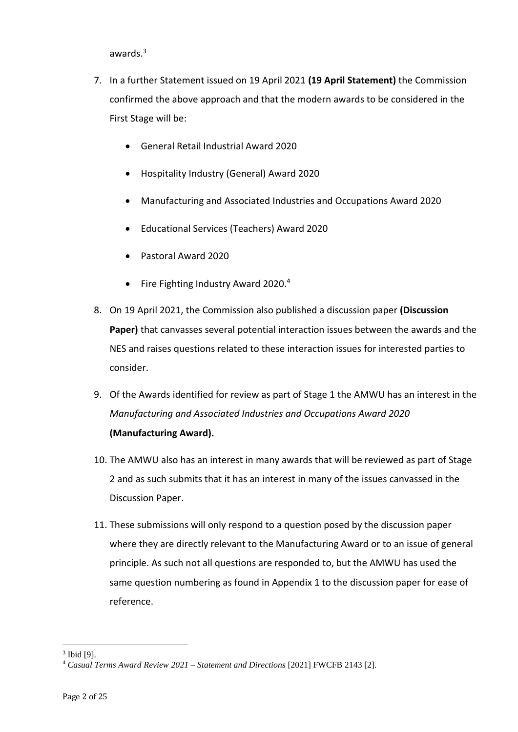awards.[3]

7. In a further Statement issued on 19 April 2021 **(19 April Statement)** the Commission confirmed the above approach and that the modern awards to be considered in the First Stage will be:

    - General Retail Industrial Award 2020
    - Hospitality Industry (General) Award 2020
    - Manufacturing and Associated Industries and Occupations Award 2020
    - Educational Services (Teachers) Award 2020
    - Pastoral Award 2020
    - Fire Fighting Industry Award 2020.[4]

8. On 19 April 2021, the Commission also published a discussion paper **(Discussion Paper)** that canvasses several potential interaction issues between the awards and the NES and raises questions related to these interaction issues for interested parties to consider.

9. Of the Awards identified for review as part of Stage 1 the AMWU has an interest in the *Manufacturing and Associated Industries and Occupations Award 2020* **(Manufacturing Award).**

10. The AMWU also has an interest in many awards that will be reviewed as part of Stage 2 and as such submits that it has an interest in many of the issues canvassed in the Discussion Paper.

11. These submissions will only respond to a question posed by the discussion paper where they are directly relevant to the Manufacturing Award or to an issue of general principle. As such not all questions are responded to, but the AMWU has used the same question numbering as found in Appendix 1 to the discussion paper for ease of reference.

---

[3] Ibid [9].

[4] *Casual Terms Award Review 2021 – Statement and Directions* [2021] FWCFB 2143 [2].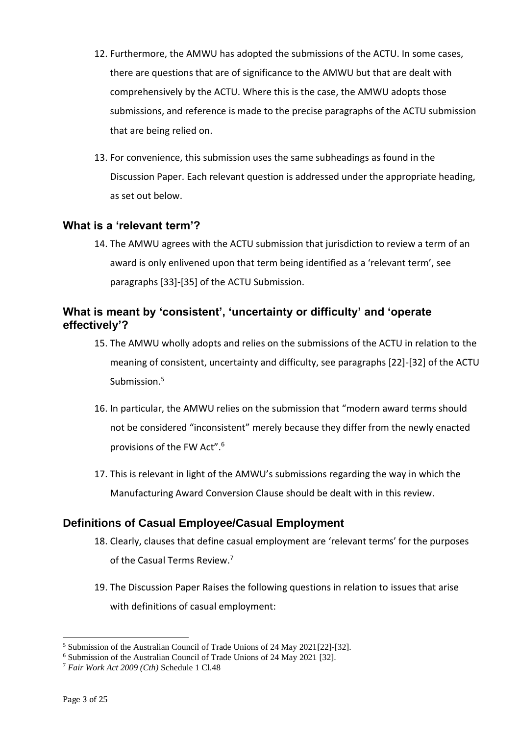12. Furthermore, the AMWU has adopted the submissions of the ACTU. In some cases, there are questions that are of significance to the AMWU but that are dealt with comprehensively by the ACTU. Where this is the case, the AMWU adopts those submissions, and reference is made to the precise paragraphs of the ACTU submission that are being relied on.

13. For convenience, this submission uses the same subheadings as found in the Discussion Paper. Each relevant question is addressed under the appropriate heading, as set out below.

## What is a 'relevant term'?

14. The AMWU agrees with the ACTU submission that jurisdiction to review a term of an award is only enlivened upon that term being identified as a 'relevant term', see paragraphs [33]-[35] of the ACTU Submission.

## What is meant by 'consistent', 'uncertainty or difficulty' and 'operate effectively'?

15. The AMWU wholly adopts and relies on the submissions of the ACTU in relation to the meaning of consistent, uncertainty and difficulty, see paragraphs [22]-[32] of the ACTU Submission.[5]

16. In particular, the AMWU relies on the submission that "modern award terms should not be considered "inconsistent" merely because they differ from the newly enacted provisions of the FW Act".[6]

17. This is relevant in light of the AMWU's submissions regarding the way in which the Manufacturing Award Conversion Clause should be dealt with in this review.

## Definitions of Casual Employee/Casual Employment

18. Clearly, clauses that define casual employment are 'relevant terms' for the purposes of the Casual Terms Review.[7]

19. The Discussion Paper Raises the following questions in relation to issues that arise with definitions of casual employment:

---

[5] Submission of the Australian Council of Trade Unions of 24 May 2021[22]-[32].

[6] Submission of the Australian Council of Trade Unions of 24 May 2021 [32].

[7] *Fair Work Act 2009 (Cth)* Schedule 1 Cl.48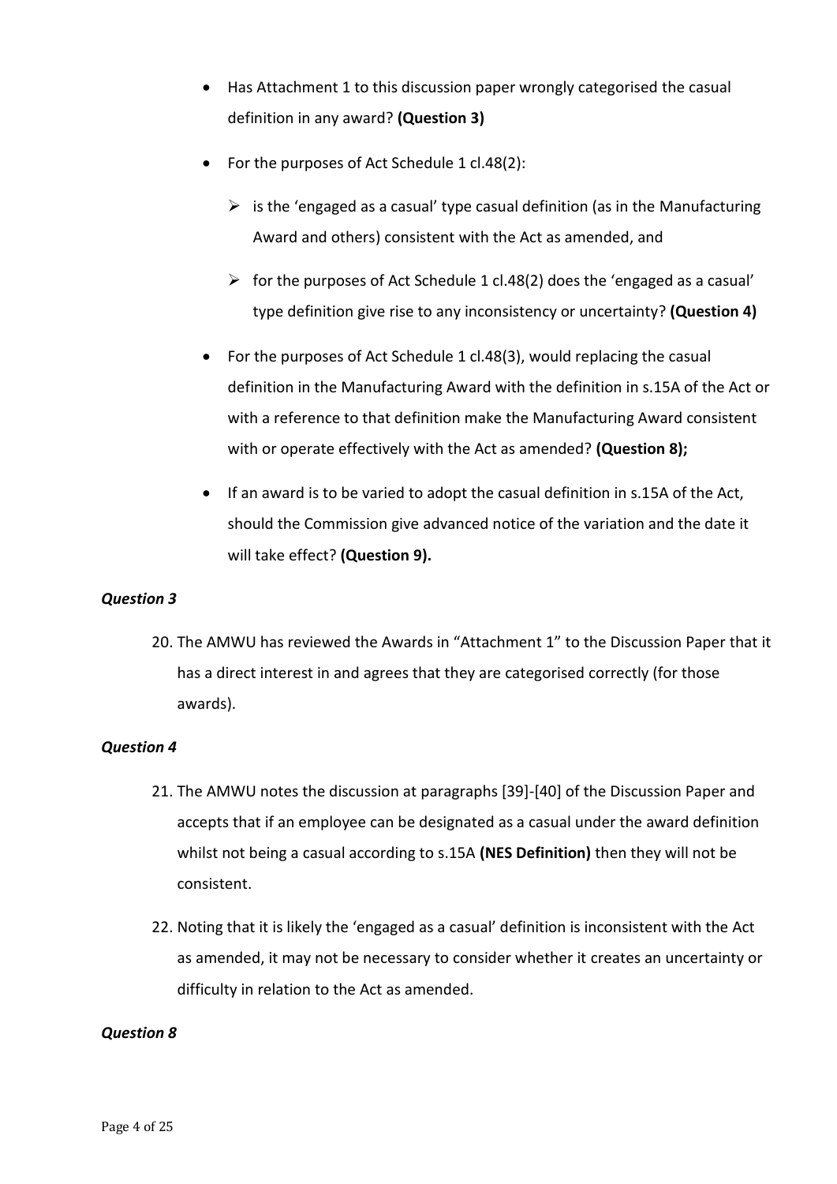- Has Attachment 1 to this discussion paper wrongly categorised the casual definition in any award? **(Question 3)**
- For the purposes of Act Schedule 1 cl.48(2):
  - is the 'engaged as a casual' type casual definition (as in the Manufacturing Award and others) consistent with the Act as amended, and
  - for the purposes of Act Schedule 1 cl.48(2) does the 'engaged as a casual' type definition give rise to any inconsistency or uncertainty? **(Question 4)**
- For the purposes of Act Schedule 1 cl.48(3), would replacing the casual definition in the Manufacturing Award with the definition in s.15A of the Act or with a reference to that definition make the Manufacturing Award consistent with or operate effectively with the Act as amended? **(Question 8);**
- If an award is to be varied to adopt the casual definition in s.15A of the Act, should the Commission give advanced notice of the variation and the date it will take effect? **(Question 9).**

***Question 3***

20. The AMWU has reviewed the Awards in "Attachment 1" to the Discussion Paper that it has a direct interest in and agrees that they are categorised correctly (for those awards).

***Question 4***

21. The AMWU notes the discussion at paragraphs [39]-[40] of the Discussion Paper and accepts that if an employee can be designated as a casual under the award definition whilst not being a casual according to s.15A **(NES Definition)** then they will not be consistent.

22. Noting that it is likely the 'engaged as a casual' definition is inconsistent with the Act as amended, it may not be necessary to consider whether it creates an uncertainty or difficulty in relation to the Act as amended.

***Question 8***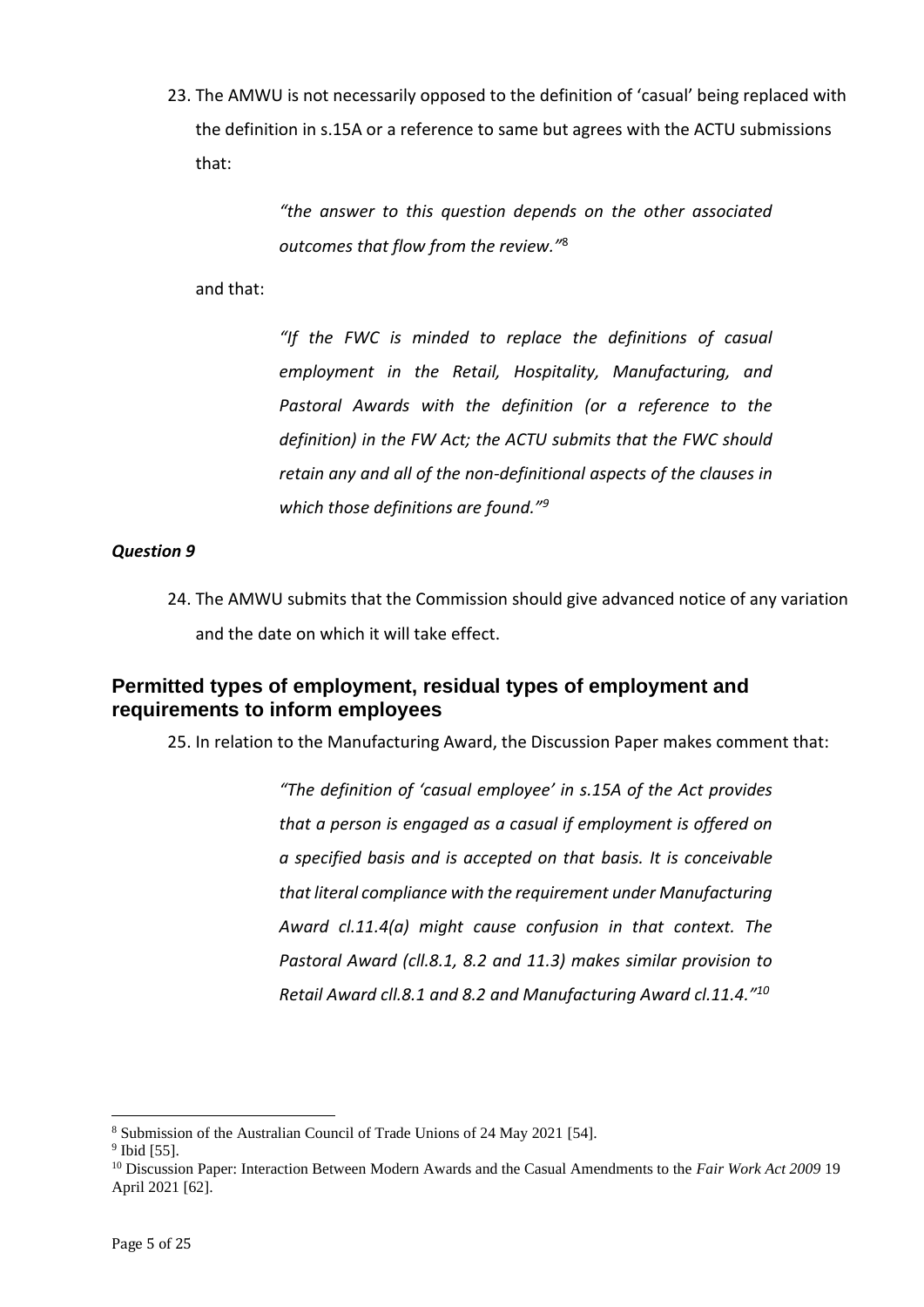23. The AMWU is not necessarily opposed to the definition of 'casual' being replaced with the definition in s.15A or a reference to same but agrees with the ACTU submissions that:

> *"the answer to this question depends on the other associated outcomes that flow from the review."*[8]

and that:

> *"If the FWC is minded to replace the definitions of casual employment in the Retail, Hospitality, Manufacturing, and Pastoral Awards with the definition (or a reference to the definition) in the FW Act; the ACTU submits that the FWC should retain any and all of the non-definitional aspects of the clauses in which those definitions are found."*[9]

***Question 9***

24. The AMWU submits that the Commission should give advanced notice of any variation and the date on which it will take effect.

## Permitted types of employment, residual types of employment and requirements to inform employees

25. In relation to the Manufacturing Award, the Discussion Paper makes comment that:

> *"The definition of 'casual employee' in s.15A of the Act provides that a person is engaged as a casual if employment is offered on a specified basis and is accepted on that basis. It is conceivable that literal compliance with the requirement under Manufacturing Award cl.11.4(a) might cause confusion in that context. The Pastoral Award (cll.8.1, 8.2 and 11.3) makes similar provision to Retail Award cll.8.1 and 8.2 and Manufacturing Award cl.11.4."*[10]

---

[8] Submission of the Australian Council of Trade Unions of 24 May 2021 [54].

[9] Ibid [55].

[10] Discussion Paper: Interaction Between Modern Awards and the Casual Amendments to the *Fair Work Act 2009* 19 April 2021 [62].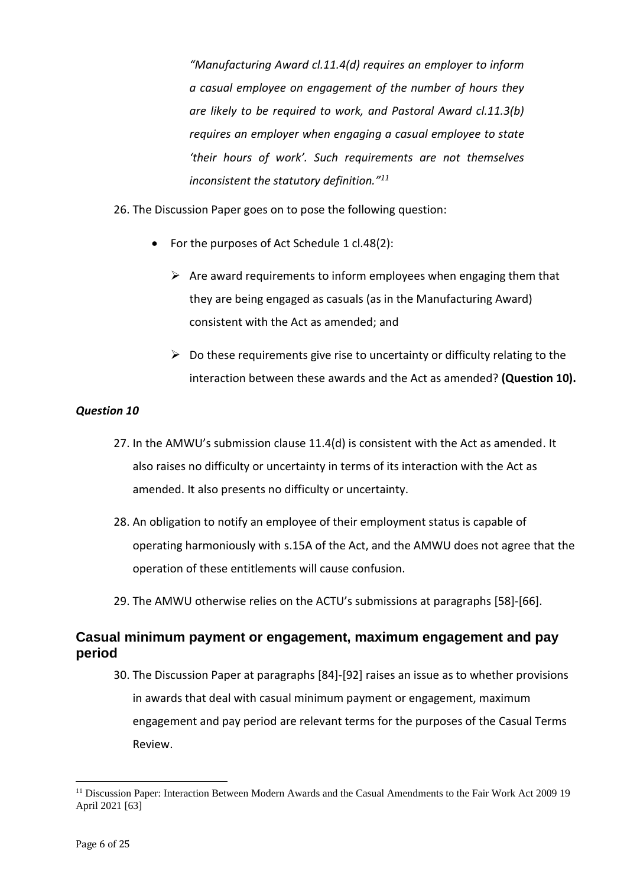*"Manufacturing Award cl.11.4(d) requires an employer to inform a casual employee on engagement of the number of hours they are likely to be required to work, and Pastoral Award cl.11.3(b) requires an employer when engaging a casual employee to state 'their hours of work'. Such requirements are not themselves inconsistent the statutory definition."*[11]

26. The Discussion Paper goes on to pose the following question:

- For the purposes of Act Schedule 1 cl.48(2):
  - Are award requirements to inform employees when engaging them that they are being engaged as casuals (as in the Manufacturing Award) consistent with the Act as amended; and
  - Do these requirements give rise to uncertainty or difficulty relating to the interaction between these awards and the Act as amended? **(Question 10).**

***Question 10***

27. In the AMWU's submission clause 11.4(d) is consistent with the Act as amended. It also raises no difficulty or uncertainty in terms of its interaction with the Act as amended. It also presents no difficulty or uncertainty.

28. An obligation to notify an employee of their employment status is capable of operating harmoniously with s.15A of the Act, and the AMWU does not agree that the operation of these entitlements will cause confusion.

29. The AMWU otherwise relies on the ACTU's submissions at paragraphs [58]-[66].

## Casual minimum payment or engagement, maximum engagement and pay period

30. The Discussion Paper at paragraphs [84]-[92] raises an issue as to whether provisions in awards that deal with casual minimum payment or engagement, maximum engagement and pay period are relevant terms for the purposes of the Casual Terms Review.

---

[11] Discussion Paper: Interaction Between Modern Awards and the Casual Amendments to the Fair Work Act 2009 19 April 2021 [63]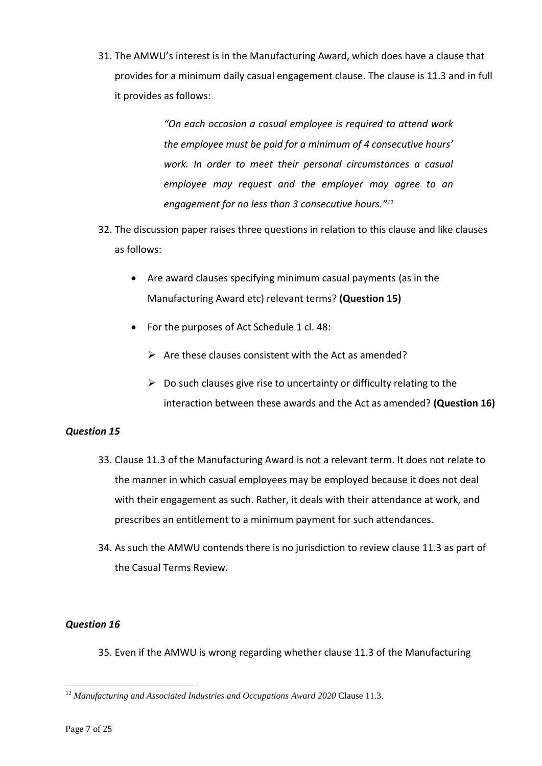31. The AMWU's interest is in the Manufacturing Award, which does have a clause that provides for a minimum daily casual engagement clause. The clause is 11.3 and in full it provides as follows:

> *"On each occasion a casual employee is required to attend work the employee must be paid for a minimum of 4 consecutive hours' work. In order to meet their personal circumstances a casual employee may request and the employer may agree to an engagement for no less than 3 consecutive hours."*[12]

32. The discussion paper raises three questions in relation to this clause and like clauses as follows:

   - Are award clauses specifying minimum casual payments (as in the Manufacturing Award etc) relevant terms? **(Question 15)**
   - For the purposes of Act Schedule 1 cl. 48:
     - Are these clauses consistent with the Act as amended?
     - Do such clauses give rise to uncertainty or difficulty relating to the interaction between these awards and the Act as amended? **(Question 16)**

***Question 15***

33. Clause 11.3 of the Manufacturing Award is not a relevant term. It does not relate to the manner in which casual employees may be employed because it does not deal with their engagement as such. Rather, it deals with their attendance at work, and prescribes an entitlement to a minimum payment for such attendances.

34. As such the AMWU contends there is no jurisdiction to review clause 11.3 as part of the Casual Terms Review.

***Question 16***

35. Even if the AMWU is wrong regarding whether clause 11.3 of the Manufacturing

---

[12] *Manufacturing and Associated Industries and Occupations Award 2020* Clause 11.3.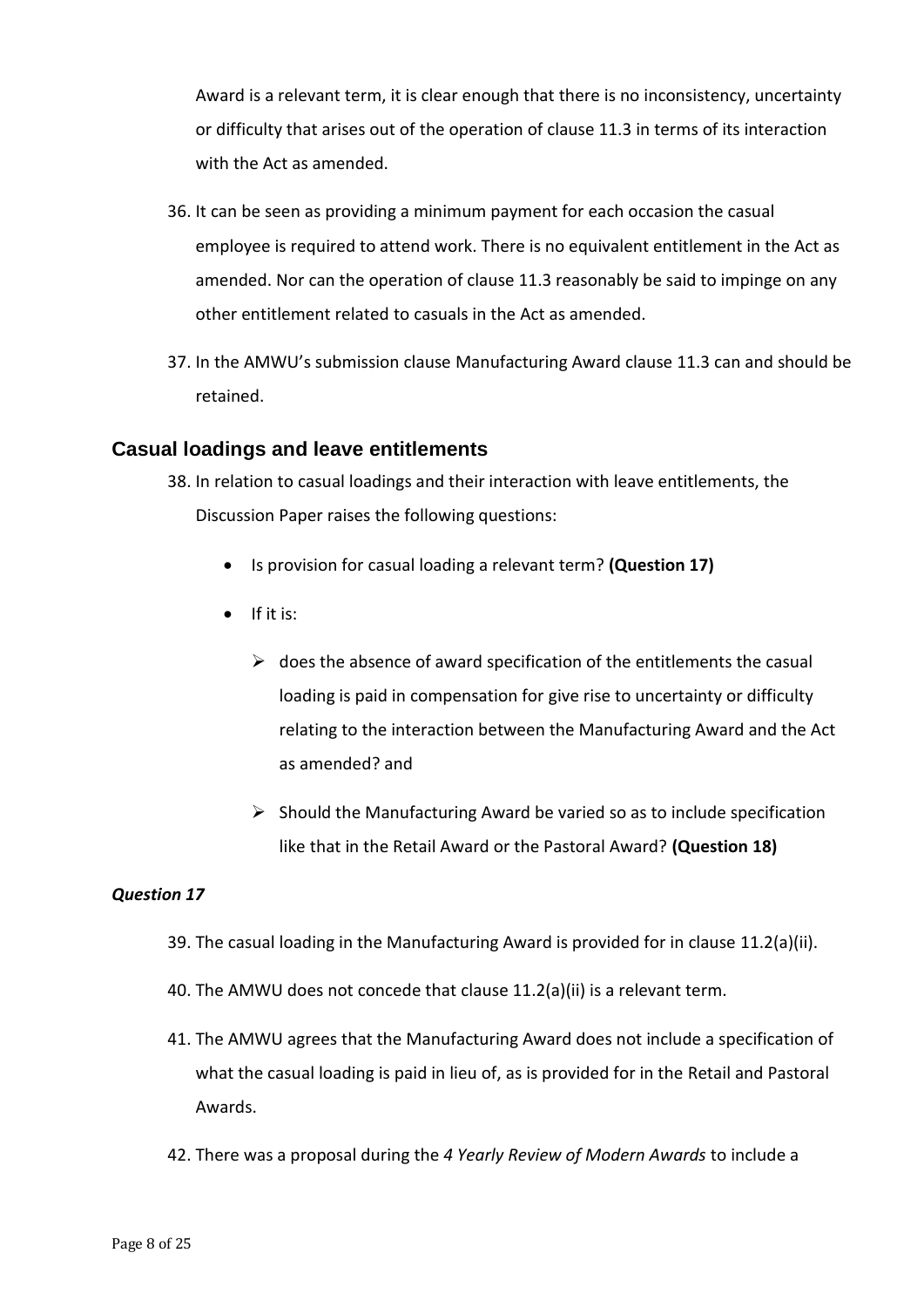Award is a relevant term, it is clear enough that there is no inconsistency, uncertainty or difficulty that arises out of the operation of clause 11.3 in terms of its interaction with the Act as amended.

36. It can be seen as providing a minimum payment for each occasion the casual employee is required to attend work. There is no equivalent entitlement in the Act as amended. Nor can the operation of clause 11.3 reasonably be said to impinge on any other entitlement related to casuals in the Act as amended.

37. In the AMWU's submission clause Manufacturing Award clause 11.3 can and should be retained.

## Casual loadings and leave entitlements

38. In relation to casual loadings and their interaction with leave entitlements, the Discussion Paper raises the following questions:

- Is provision for casual loading a relevant term? **(Question 17)**
- If it is:
  - does the absence of award specification of the entitlements the casual loading is paid in compensation for give rise to uncertainty or difficulty relating to the interaction between the Manufacturing Award and the Act as amended? and
  - Should the Manufacturing Award be varied so as to include specification like that in the Retail Award or the Pastoral Award? **(Question 18)**

### *Question 17*

39. The casual loading in the Manufacturing Award is provided for in clause 11.2(a)(ii).

40. The AMWU does not concede that clause 11.2(a)(ii) is a relevant term.

41. The AMWU agrees that the Manufacturing Award does not include a specification of what the casual loading is paid in lieu of, as is provided for in the Retail and Pastoral Awards.

42. There was a proposal during the *4 Yearly Review of Modern Awards* to include a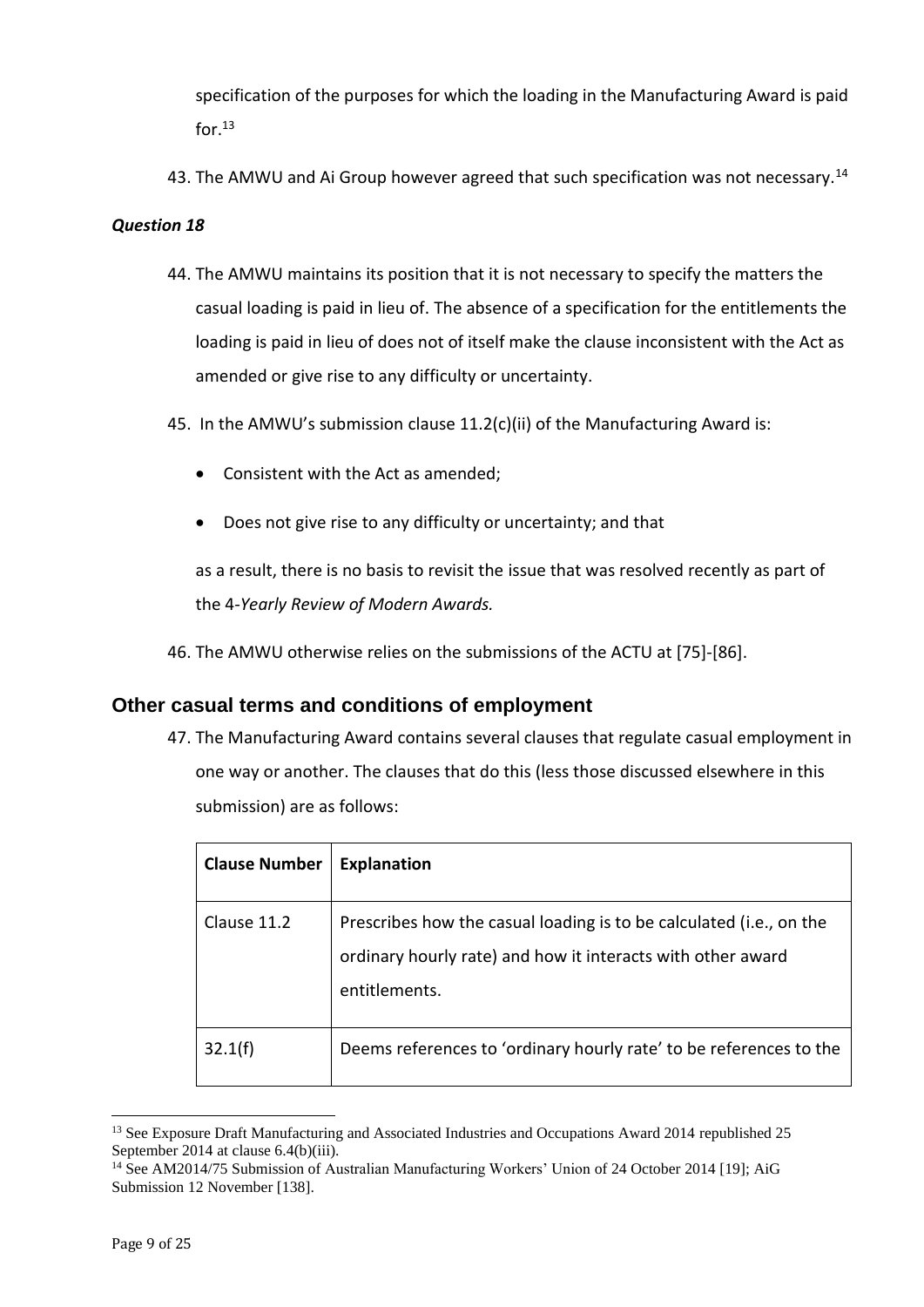specification of the purposes for which the loading in the Manufacturing Award is paid for.[13]

43. The AMWU and Ai Group however agreed that such specification was not necessary.[14]

***Question 18***

44. The AMWU maintains its position that it is not necessary to specify the matters the casual loading is paid in lieu of. The absence of a specification for the entitlements the loading is paid in lieu of does not of itself make the clause inconsistent with the Act as amended or give rise to any difficulty or uncertainty.

45. In the AMWU's submission clause 11.2(c)(ii) of the Manufacturing Award is:

- Consistent with the Act as amended;
- Does not give rise to any difficulty or uncertainty; and that

as a result, there is no basis to revisit the issue that was resolved recently as part of the 4-*Yearly Review of Modern Awards.*

46. The AMWU otherwise relies on the submissions of the ACTU at [75]-[86].

## Other casual terms and conditions of employment

47. The Manufacturing Award contains several clauses that regulate casual employment in one way or another. The clauses that do this (less those discussed elsewhere in this submission) are as follows:

| Clause Number | Explanation |
|---|---|
| Clause 11.2 | Prescribes how the casual loading is to be calculated (i.e., on the ordinary hourly rate) and how it interacts with other award entitlements. |
| 32.1(f) | Deems references to 'ordinary hourly rate' to be references to the |

[13] See Exposure Draft Manufacturing and Associated Industries and Occupations Award 2014 republished 25 September 2014 at clause 6.4(b)(iii).

[14] See AM2014/75 Submission of Australian Manufacturing Workers' Union of 24 October 2014 [19]; AiG Submission 12 November [138].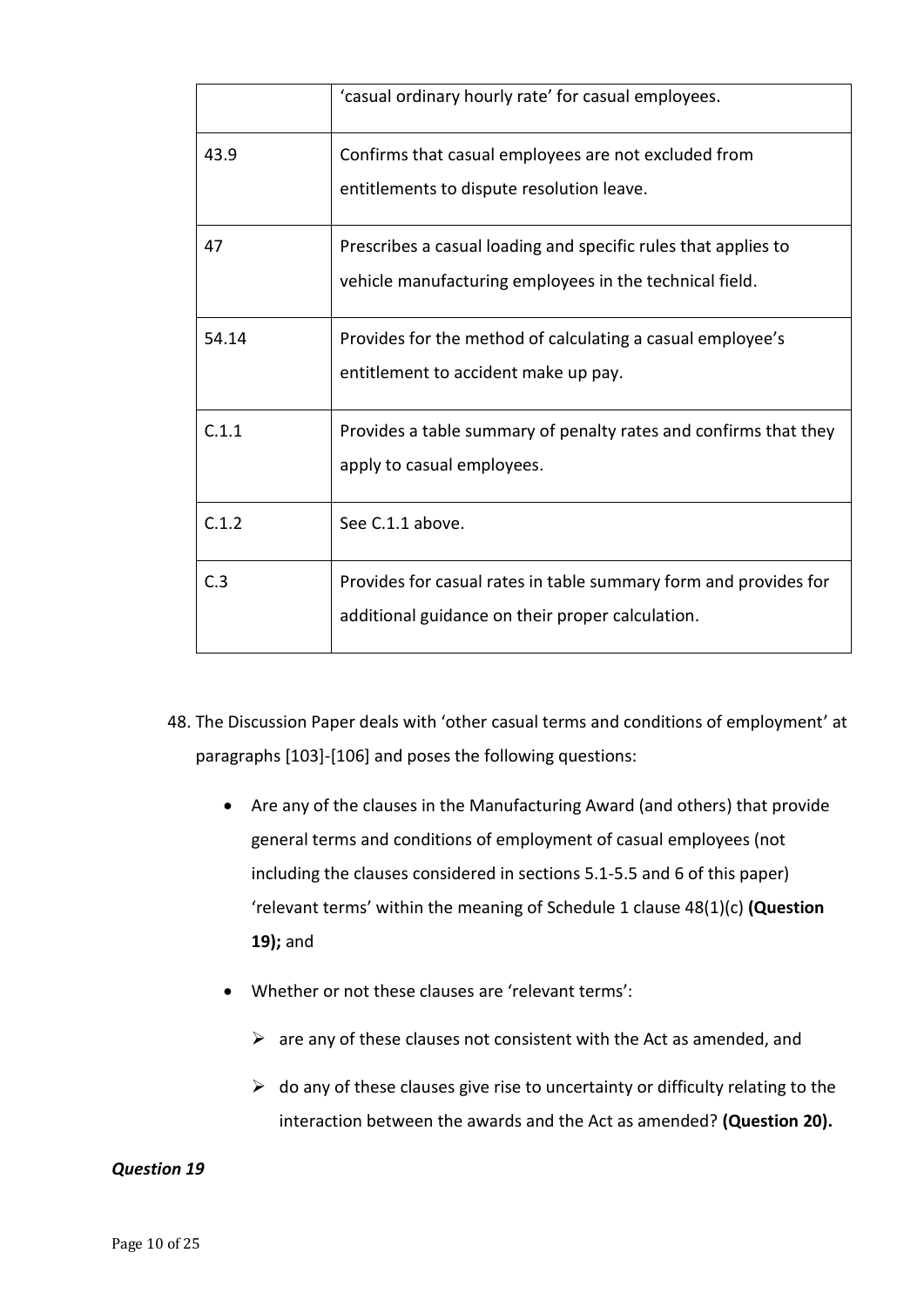| | |
|---|---|
| | 'casual ordinary hourly rate' for casual employees. |
| 43.9 | Confirms that casual employees are not excluded from entitlements to dispute resolution leave. |
| 47 | Prescribes a casual loading and specific rules that applies to vehicle manufacturing employees in the technical field. |
| 54.14 | Provides for the method of calculating a casual employee's entitlement to accident make up pay. |
| C.1.1 | Provides a table summary of penalty rates and confirms that they apply to casual employees. |
| C.1.2 | See C.1.1 above. |
| C.3 | Provides for casual rates in table summary form and provides for additional guidance on their proper calculation. |

48. The Discussion Paper deals with 'other casual terms and conditions of employment' at paragraphs [103]-[106] and poses the following questions:

- Are any of the clauses in the Manufacturing Award (and others) that provide general terms and conditions of employment of casual employees (not including the clauses considered in sections 5.1-5.5 and 6 of this paper) 'relevant terms' within the meaning of Schedule 1 clause 48(1)(c) **(Question 19);** and
- Whether or not these clauses are 'relevant terms':
  - are any of these clauses not consistent with the Act as amended, and
  - do any of these clauses give rise to uncertainty or difficulty relating to the interaction between the awards and the Act as amended? **(Question 20).**

***Question 19***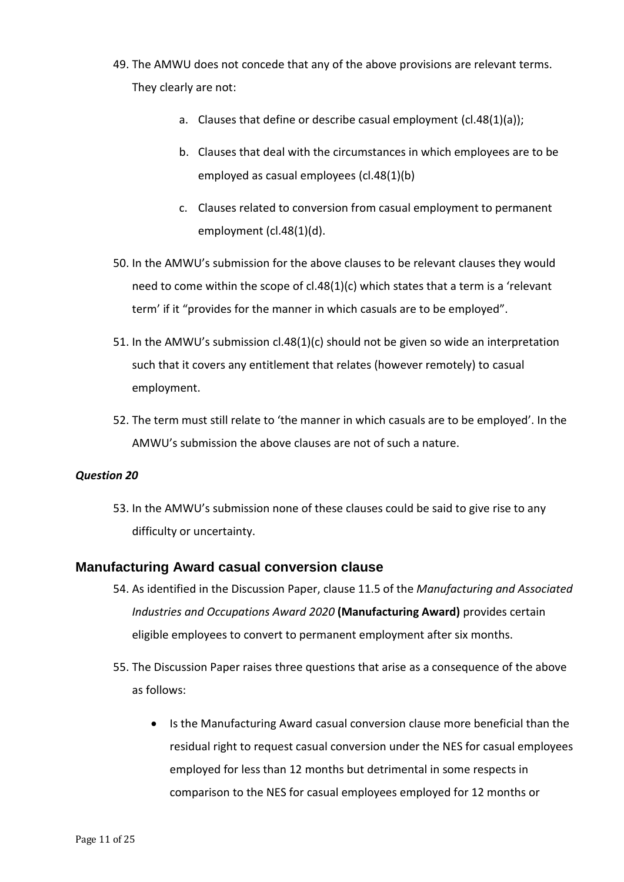49. The AMWU does not concede that any of the above provisions are relevant terms. They clearly are not:

    a. Clauses that define or describe casual employment (cl.48(1)(a));

    b. Clauses that deal with the circumstances in which employees are to be employed as casual employees (cl.48(1)(b)

    c. Clauses related to conversion from casual employment to permanent employment (cl.48(1)(d).

50. In the AMWU's submission for the above clauses to be relevant clauses they would need to come within the scope of cl.48(1)(c) which states that a term is a 'relevant term' if it "provides for the manner in which casuals are to be employed".

51. In the AMWU's submission cl.48(1)(c) should not be given so wide an interpretation such that it covers any entitlement that relates (however remotely) to casual employment.

52. The term must still relate to 'the manner in which casuals are to be employed'. In the AMWU's submission the above clauses are not of such a nature.

***Question 20***

53. In the AMWU's submission none of these clauses could be said to give rise to any difficulty or uncertainty.

## Manufacturing Award casual conversion clause

54. As identified in the Discussion Paper, clause 11.5 of the *Manufacturing and Associated Industries and Occupations Award 2020* **(Manufacturing Award)** provides certain eligible employees to convert to permanent employment after six months.

55. The Discussion Paper raises three questions that arise as a consequence of the above as follows:

    - Is the Manufacturing Award casual conversion clause more beneficial than the residual right to request casual conversion under the NES for casual employees employed for less than 12 months but detrimental in some respects in comparison to the NES for casual employees employed for 12 months or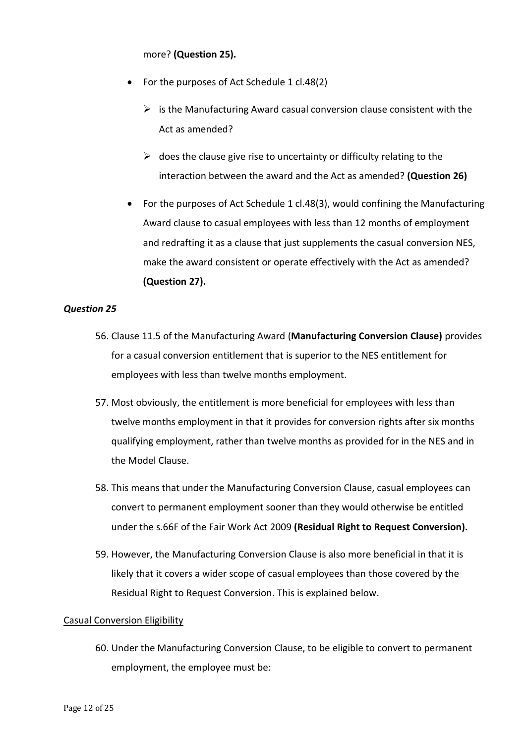more? **(Question 25).**

- For the purposes of Act Schedule 1 cl.48(2)
  - is the Manufacturing Award casual conversion clause consistent with the Act as amended?
  - does the clause give rise to uncertainty or difficulty relating to the interaction between the award and the Act as amended? **(Question 26)**
- For the purposes of Act Schedule 1 cl.48(3), would confining the Manufacturing Award clause to casual employees with less than 12 months of employment and redrafting it as a clause that just supplements the casual conversion NES, make the award consistent or operate effectively with the Act as amended? **(Question 27).**

### *Question 25*

56. Clause 11.5 of the Manufacturing Award (**Manufacturing Conversion Clause)** provides for a casual conversion entitlement that is superior to the NES entitlement for employees with less than twelve months employment.

57. Most obviously, the entitlement is more beneficial for employees with less than twelve months employment in that it provides for conversion rights after six months qualifying employment, rather than twelve months as provided for in the NES and in the Model Clause.

58. This means that under the Manufacturing Conversion Clause, casual employees can convert to permanent employment sooner than they would otherwise be entitled under the s.66F of the Fair Work Act 2009 **(Residual Right to Request Conversion).**

59. However, the Manufacturing Conversion Clause is also more beneficial in that it is likely that it covers a wider scope of casual employees than those covered by the Residual Right to Request Conversion. This is explained below.

<u>Casual Conversion Eligibility</u>

60. Under the Manufacturing Conversion Clause, to be eligible to convert to permanent employment, the employee must be: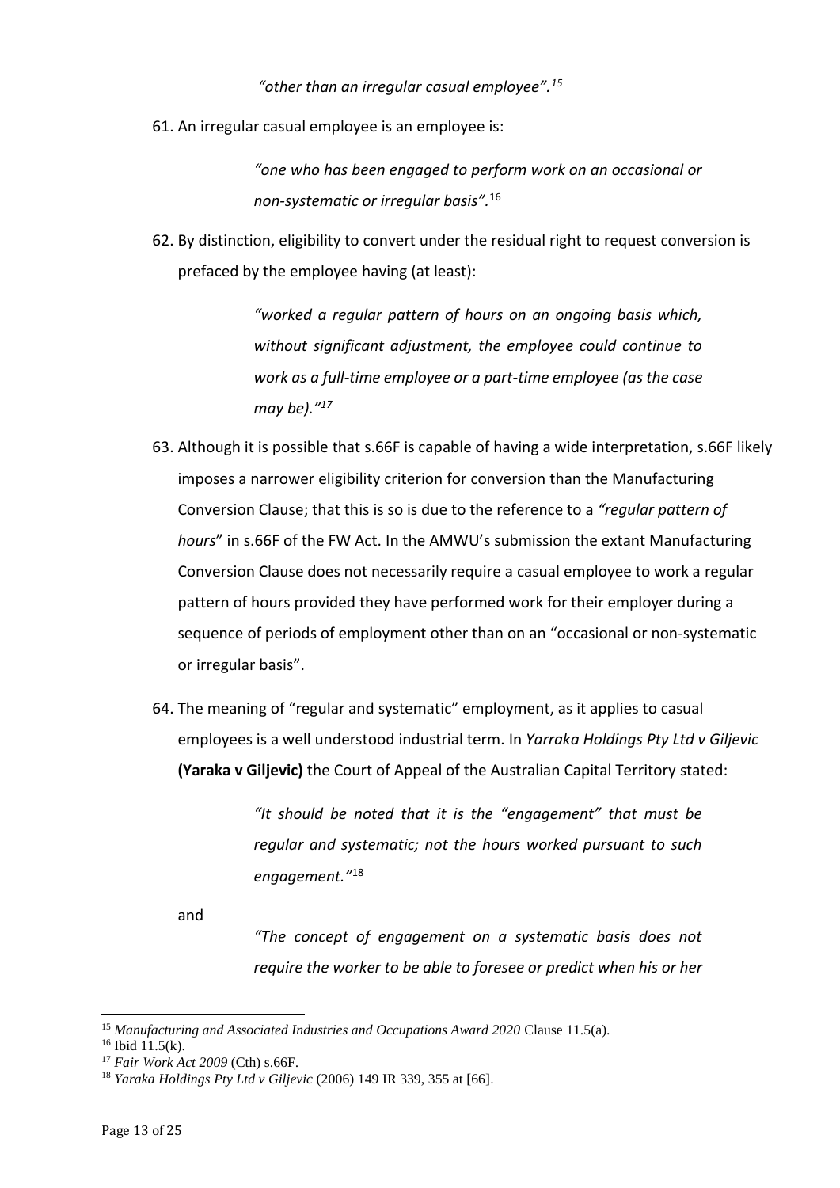*"other than an irregular casual employee".*[15]

61. An irregular casual employee is an employee is:

> *"one who has been engaged to perform work on an occasional or non-systematic or irregular basis".*[16]

62. By distinction, eligibility to convert under the residual right to request conversion is prefaced by the employee having (at least):

> *"worked a regular pattern of hours on an ongoing basis which, without significant adjustment, the employee could continue to work as a full-time employee or a part-time employee (as the case may be)."*[17]

63. Although it is possible that s.66F is capable of having a wide interpretation, s.66F likely imposes a narrower eligibility criterion for conversion than the Manufacturing Conversion Clause; that this is so is due to the reference to a *"regular pattern of hours*" in s.66F of the FW Act. In the AMWU's submission the extant Manufacturing Conversion Clause does not necessarily require a casual employee to work a regular pattern of hours provided they have performed work for their employer during a sequence of periods of employment other than on an "occasional or non-systematic or irregular basis".

64. The meaning of "regular and systematic" employment, as it applies to casual employees is a well understood industrial term. In *Yarraka Holdings Pty Ltd v Giljevic* **(Yaraka v Giljevic)** the Court of Appeal of the Australian Capital Territory stated:

> *"It should be noted that it is the "engagement" that must be regular and systematic; not the hours worked pursuant to such engagement."*[18]

and

> *"The concept of engagement on a systematic basis does not require the worker to be able to foresee or predict when his or her*

---

[15] *Manufacturing and Associated Industries and Occupations Award 2020* Clause 11.5(a).
[16] Ibid 11.5(k).
[17] *Fair Work Act 2009* (Cth) s.66F.
[18] *Yaraka Holdings Pty Ltd v Giljevic* (2006) 149 IR 339, 355 at [66].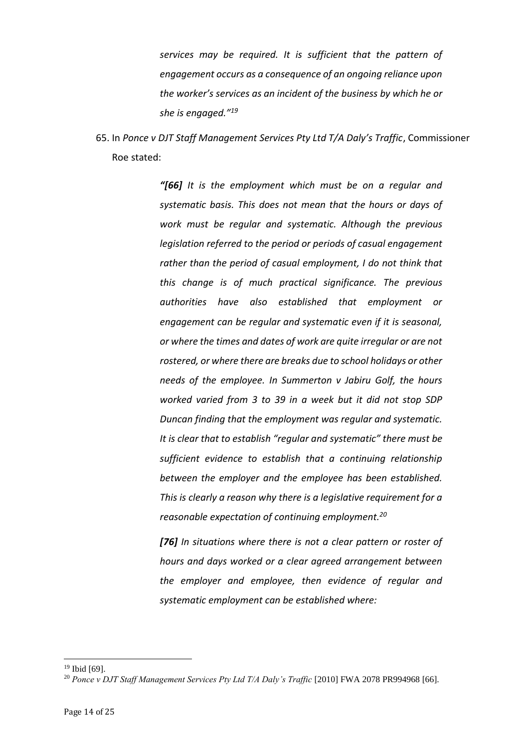> *services may be required. It is sufficient that the pattern of engagement occurs as a consequence of an ongoing reliance upon the worker's services as an incident of the business by which he or she is engaged."*[19]

65. In *Ponce v DJT Staff Management Services Pty Ltd T/A Daly's Traffic*, Commissioner Roe stated:

> ***"[66]*** *It is the employment which must be on a regular and systematic basis. This does not mean that the hours or days of work must be regular and systematic. Although the previous legislation referred to the period or periods of casual engagement rather than the period of casual employment, I do not think that this change is of much practical significance. The previous authorities have also established that employment or engagement can be regular and systematic even if it is seasonal, or where the times and dates of work are quite irregular or are not rostered, or where there are breaks due to school holidays or other needs of the employee. In Summerton v Jabiru Golf, the hours worked varied from 3 to 39 in a week but it did not stop SDP Duncan finding that the employment was regular and systematic. It is clear that to establish "regular and systematic" there must be sufficient evidence to establish that a continuing relationship between the employer and the employee has been established. This is clearly a reason why there is a legislative requirement for a reasonable expectation of continuing employment.*[20]
>
> ***[76]*** *In situations where there is not a clear pattern or roster of hours and days worked or a clear agreed arrangement between the employer and employee, then evidence of regular and systematic employment can be established where:*

---

[19] Ibid [69].

[20] *Ponce v DJT Staff Management Services Pty Ltd T/A Daly's Traffic* [2010] FWA 2078 PR994968 [66].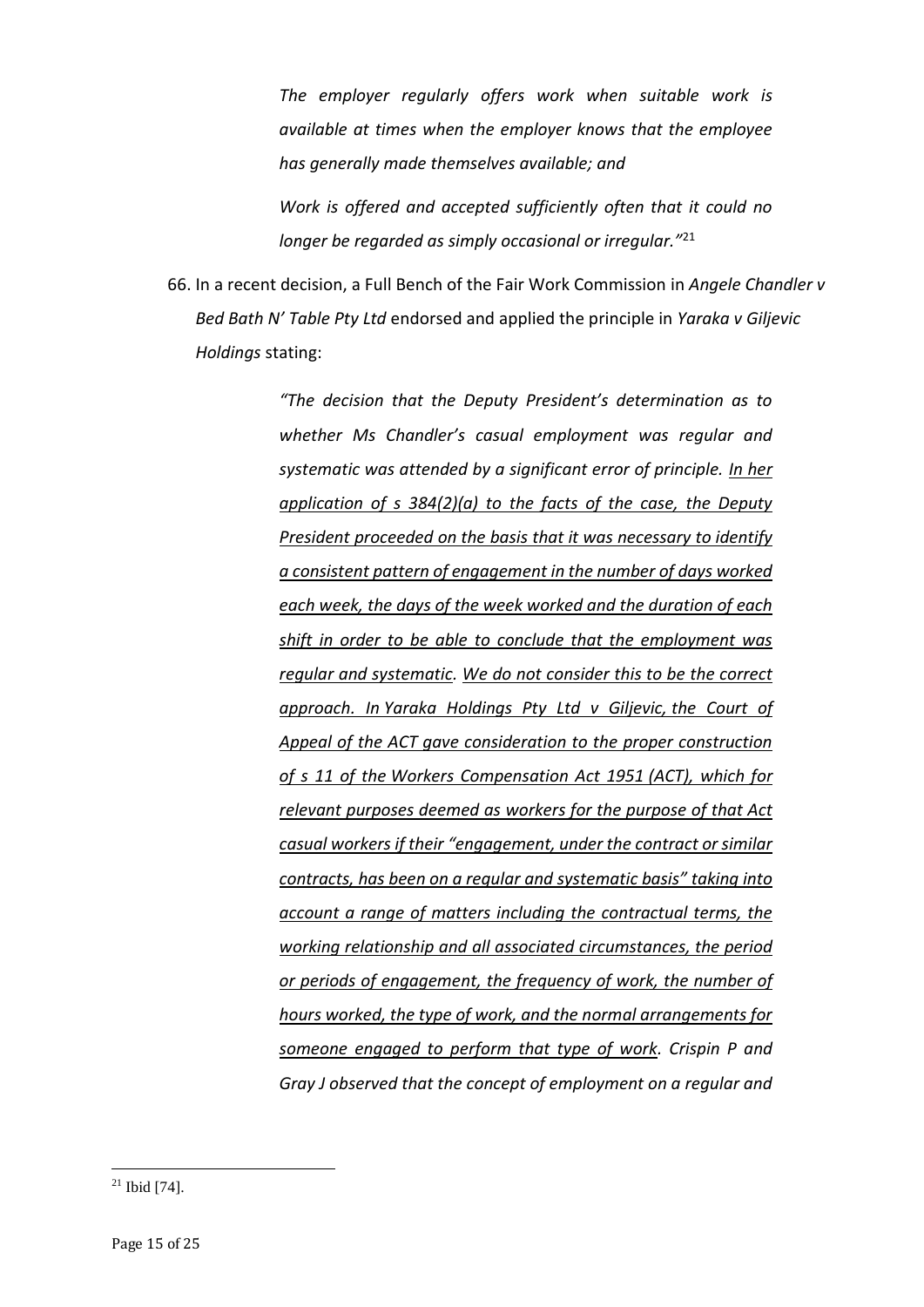> *The employer regularly offers work when suitable work is available at times when the employer knows that the employee has generally made themselves available; and*
>
> *Work is offered and accepted sufficiently often that it could no longer be regarded as simply occasional or irregular."*[21]

66. In a recent decision, a Full Bench of the Fair Work Commission in *Angele Chandler v Bed Bath N' Table Pty Ltd* endorsed and applied the principle in *Yaraka v Giljevic Holdings* stating:

> *"The decision that the Deputy President's determination as to whether Ms Chandler's casual employment was regular and systematic was attended by a significant error of principle. <u>In her application of s 384(2)(a) to the facts of the case, the Deputy President proceeded on the basis that it was necessary to identify a consistent pattern of engagement in the number of days worked each week, the days of the week worked and the duration of each shift in order to be able to conclude that the employment was regular and systematic</u>. <u>We do not consider this to be the correct approach. In Yaraka Holdings Pty Ltd v Giljevic, the Court of Appeal of the ACT gave consideration to the proper construction of s 11 of the Workers Compensation Act 1951 (ACT), which for relevant purposes deemed as workers for the purpose of that Act casual workers if their "engagement, under the contract or similar contracts, has been on a regular and systematic basis" taking into account a range of matters including the contractual terms, the working relationship and all associated circumstances, the period or periods of engagement, the frequency of work, the number of hours worked, the type of work, and the normal arrangements for someone engaged to perform that type of work</u>. Crispin P and Gray J observed that the concept of employment on a regular and*

---

[21] Ibid [74].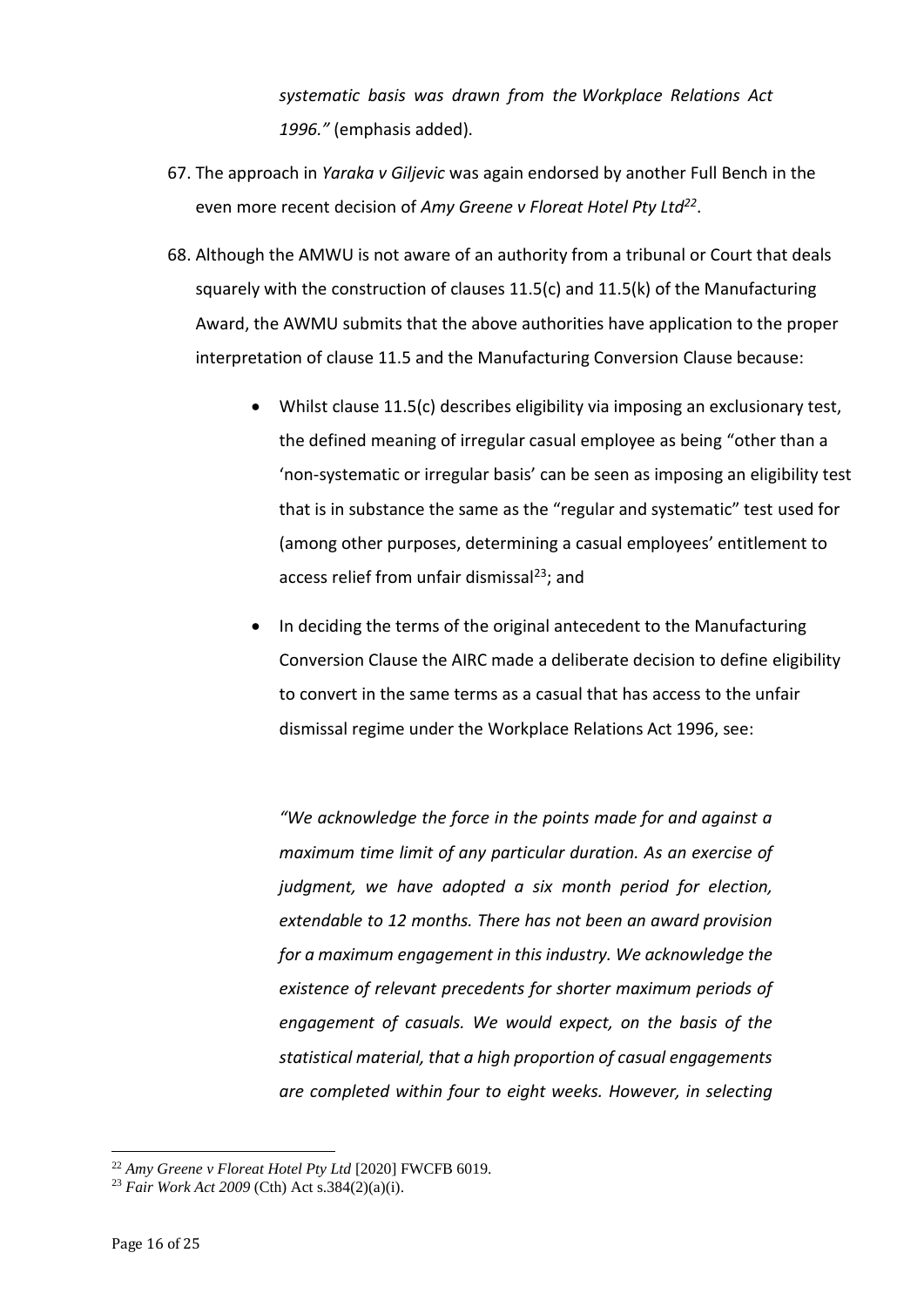*systematic basis was drawn from the Workplace Relations Act 1996."* (emphasis added).

67. The approach in *Yaraka v Giljevic* was again endorsed by another Full Bench in the even more recent decision of *Amy Greene v Floreat Hotel Pty Ltd*[22].

68. Although the AMWU is not aware of an authority from a tribunal or Court that deals squarely with the construction of clauses 11.5(c) and 11.5(k) of the Manufacturing Award, the AWMU submits that the above authorities have application to the proper interpretation of clause 11.5 and the Manufacturing Conversion Clause because:

    - Whilst clause 11.5(c) describes eligibility via imposing an exclusionary test, the defined meaning of irregular casual employee as being "other than a 'non-systematic or irregular basis' can be seen as imposing an eligibility test that is in substance the same as the "regular and systematic" test used for (among other purposes, determining a casual employees' entitlement to access relief from unfair dismissal[23]; and

    - In deciding the terms of the original antecedent to the Manufacturing Conversion Clause the AIRC made a deliberate decision to define eligibility to convert in the same terms as a casual that has access to the unfair dismissal regime under the Workplace Relations Act 1996, see:

      *"We acknowledge the force in the points made for and against a maximum time limit of any particular duration. As an exercise of judgment, we have adopted a six month period for election, extendable to 12 months. There has not been an award provision for a maximum engagement in this industry. We acknowledge the existence of relevant precedents for shorter maximum periods of engagement of casuals. We would expect, on the basis of the statistical material, that a high proportion of casual engagements are completed within four to eight weeks. However, in selecting*

---

[22] *Amy Greene v Floreat Hotel Pty Ltd* [2020] FWCFB 6019.

[23] *Fair Work Act 2009* (Cth) Act s.384(2)(a)(i).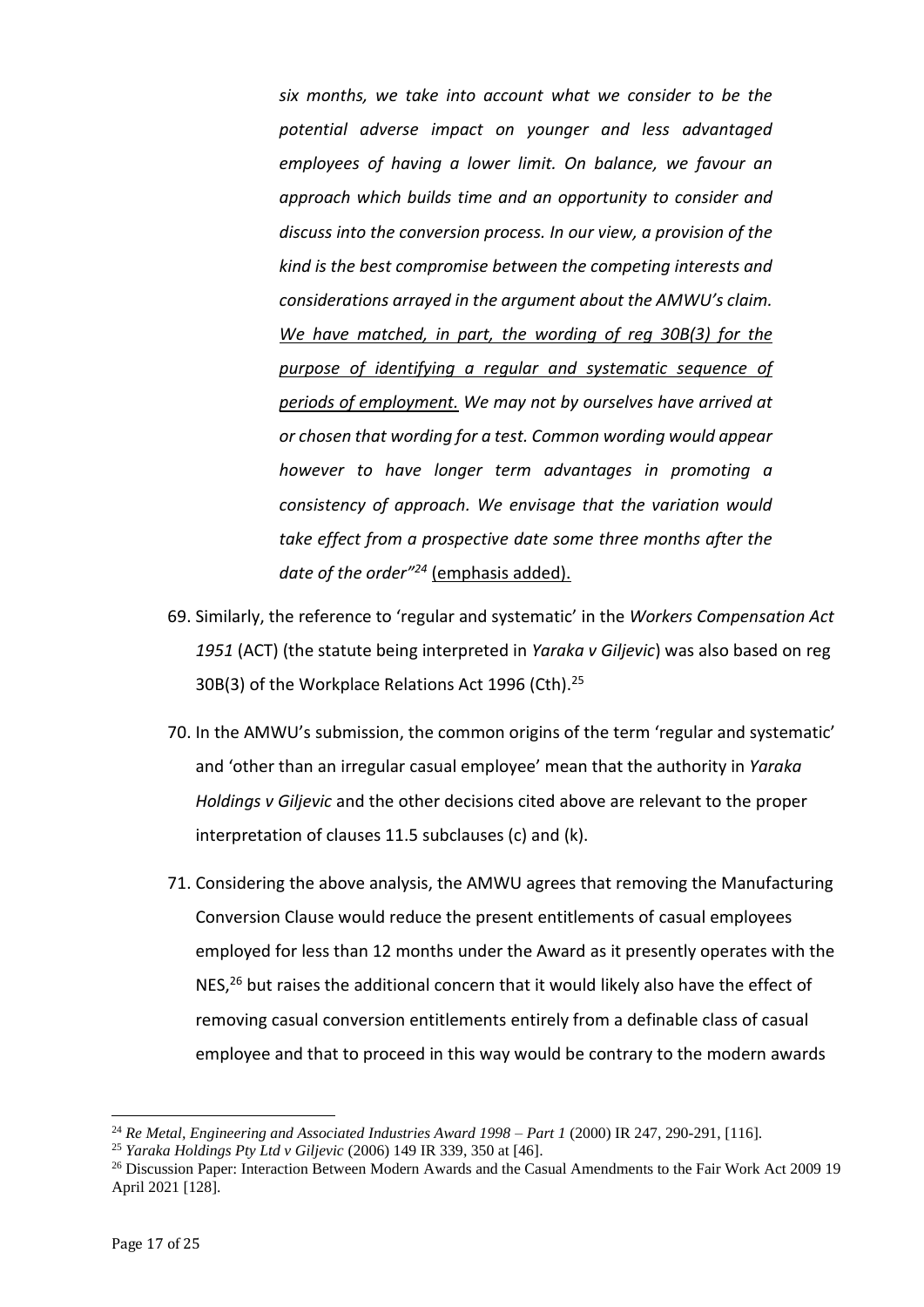> *six months, we take into account what we consider to be the potential adverse impact on younger and less advantaged employees of having a lower limit. On balance, we favour an approach which builds time and an opportunity to consider and discuss into the conversion process. In our view, a provision of the kind is the best compromise between the competing interests and considerations arrayed in the argument about the AMWU's claim. <u>We have matched, in part, the wording of reg 30B(3) for the purpose of identifying a regular and systematic sequence of periods of employment.</u> We may not by ourselves have arrived at or chosen that wording for a test. Common wording would appear however to have longer term advantages in promoting a consistency of approach. We envisage that the variation would take effect from a prospective date some three months after the date of the order"*[24] <u>(emphasis added).</u>

69. Similarly, the reference to 'regular and systematic' in the *Workers Compensation Act 1951* (ACT) (the statute being interpreted in *Yaraka v Giljevic*) was also based on reg 30B(3) of the Workplace Relations Act 1996 (Cth).[25]

70. In the AMWU's submission, the common origins of the term 'regular and systematic' and 'other than an irregular casual employee' mean that the authority in *Yaraka Holdings v Giljevic* and the other decisions cited above are relevant to the proper interpretation of clauses 11.5 subclauses (c) and (k).

71. Considering the above analysis, the AMWU agrees that removing the Manufacturing Conversion Clause would reduce the present entitlements of casual employees employed for less than 12 months under the Award as it presently operates with the NES,[26] but raises the additional concern that it would likely also have the effect of removing casual conversion entitlements entirely from a definable class of casual employee and that to proceed in this way would be contrary to the modern awards

---

[24] *Re Metal, Engineering and Associated Industries Award 1998 – Part 1* (2000) IR 247, 290-291, [116].

[25] *Yaraka Holdings Pty Ltd v Giljevic* (2006) 149 IR 339, 350 at [46].

[26] Discussion Paper: Interaction Between Modern Awards and the Casual Amendments to the Fair Work Act 2009 19 April 2021 [128].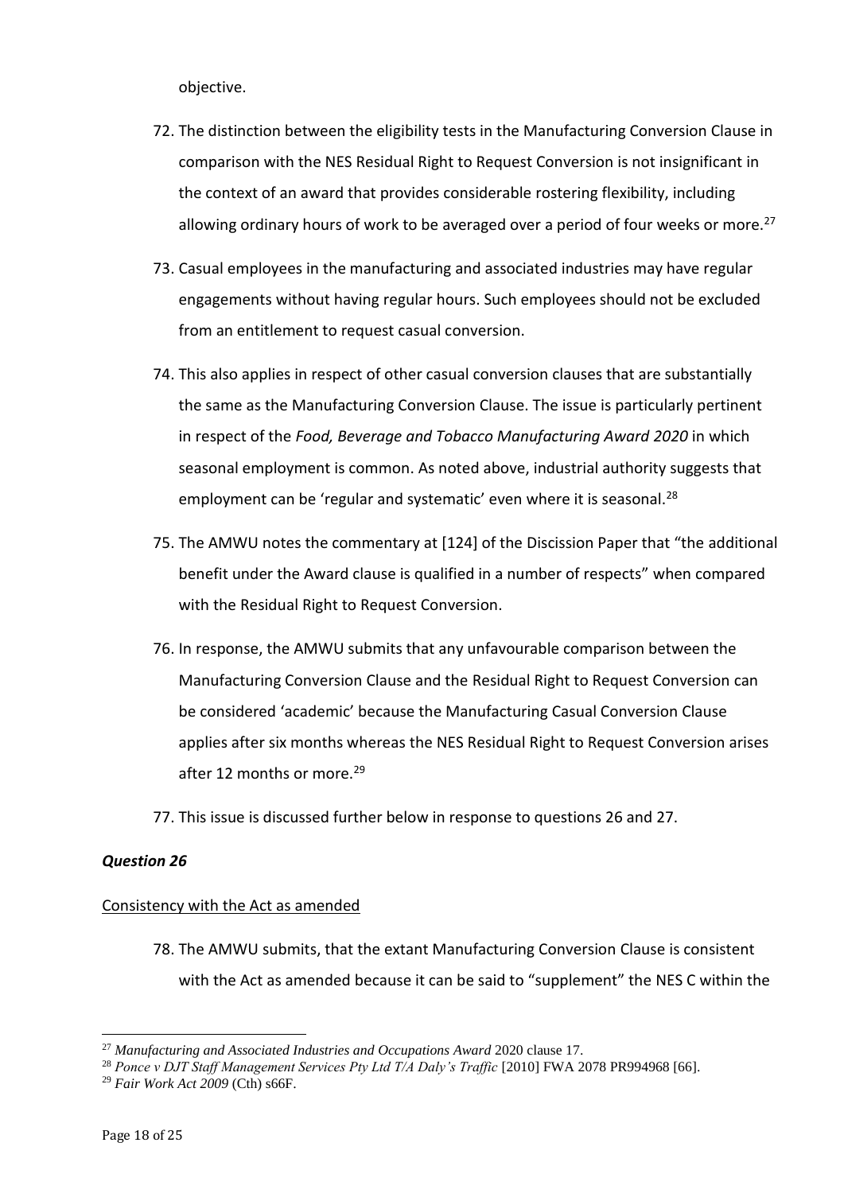objective.

72. The distinction between the eligibility tests in the Manufacturing Conversion Clause in comparison with the NES Residual Right to Request Conversion is not insignificant in the context of an award that provides considerable rostering flexibility, including allowing ordinary hours of work to be averaged over a period of four weeks or more.[27]

73. Casual employees in the manufacturing and associated industries may have regular engagements without having regular hours. Such employees should not be excluded from an entitlement to request casual conversion.

74. This also applies in respect of other casual conversion clauses that are substantially the same as the Manufacturing Conversion Clause. The issue is particularly pertinent in respect of the *Food, Beverage and Tobacco Manufacturing Award 2020* in which seasonal employment is common. As noted above, industrial authority suggests that employment can be 'regular and systematic' even where it is seasonal.[28]

75. The AMWU notes the commentary at [124] of the Discission Paper that "the additional benefit under the Award clause is qualified in a number of respects" when compared with the Residual Right to Request Conversion.

76. In response, the AMWU submits that any unfavourable comparison between the Manufacturing Conversion Clause and the Residual Right to Request Conversion can be considered 'academic' because the Manufacturing Casual Conversion Clause applies after six months whereas the NES Residual Right to Request Conversion arises after 12 months or more.[29]

77. This issue is discussed further below in response to questions 26 and 27.

### *Question 26*

Consistency with the Act as amended

78. The AMWU submits, that the extant Manufacturing Conversion Clause is consistent with the Act as amended because it can be said to "supplement" the NES C within the

---

[27] *Manufacturing and Associated Industries and Occupations Award* 2020 clause 17.

[28] *Ponce v DJT Staff Management Services Pty Ltd T/A Daly's Traffic* [2010] FWA 2078 PR994968 [66].

[29] *Fair Work Act 2009* (Cth) s66F.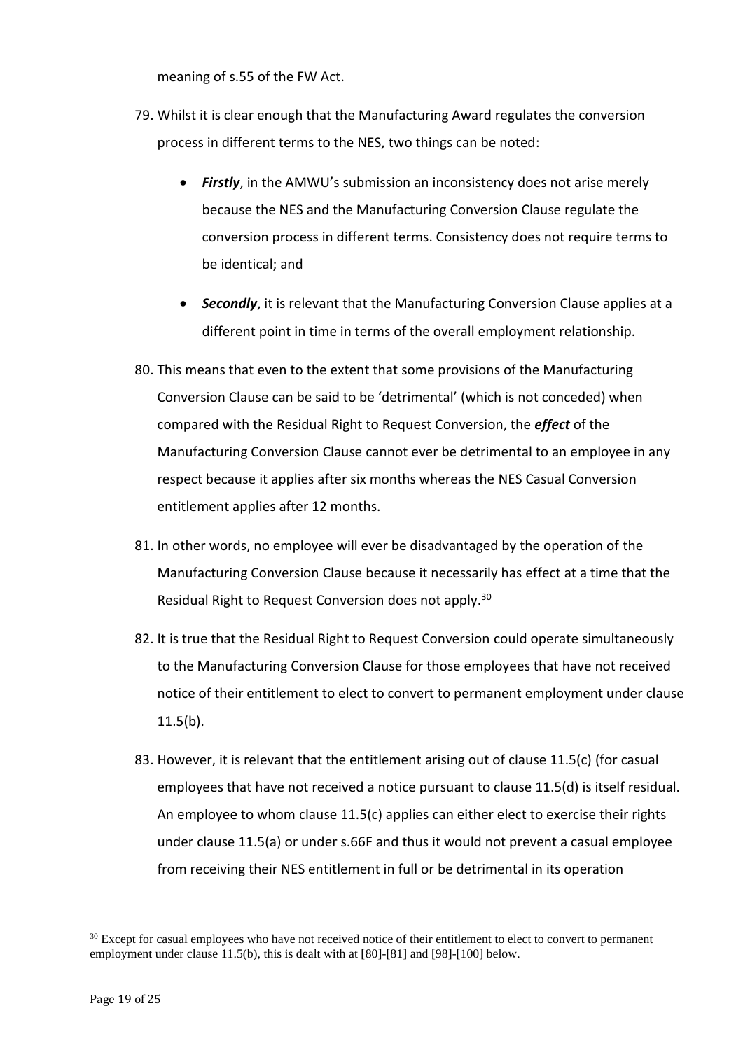meaning of s.55 of the FW Act.

79. Whilst it is clear enough that the Manufacturing Award regulates the conversion process in different terms to the NES, two things can be noted:

    - ***Firstly***, in the AMWU's submission an inconsistency does not arise merely because the NES and the Manufacturing Conversion Clause regulate the conversion process in different terms. Consistency does not require terms to be identical; and

    - ***Secondly***, it is relevant that the Manufacturing Conversion Clause applies at a different point in time in terms of the overall employment relationship.

80. This means that even to the extent that some provisions of the Manufacturing Conversion Clause can be said to be 'detrimental' (which is not conceded) when compared with the Residual Right to Request Conversion, the ***effect*** of the Manufacturing Conversion Clause cannot ever be detrimental to an employee in any respect because it applies after six months whereas the NES Casual Conversion entitlement applies after 12 months.

81. In other words, no employee will ever be disadvantaged by the operation of the Manufacturing Conversion Clause because it necessarily has effect at a time that the Residual Right to Request Conversion does not apply.[30]

82. It is true that the Residual Right to Request Conversion could operate simultaneously to the Manufacturing Conversion Clause for those employees that have not received notice of their entitlement to elect to convert to permanent employment under clause 11.5(b).

83. However, it is relevant that the entitlement arising out of clause 11.5(c) (for casual employees that have not received a notice pursuant to clause 11.5(d) is itself residual. An employee to whom clause 11.5(c) applies can either elect to exercise their rights under clause 11.5(a) or under s.66F and thus it would not prevent a casual employee from receiving their NES entitlement in full or be detrimental in its operation

---

[30] Except for casual employees who have not received notice of their entitlement to elect to convert to permanent employment under clause 11.5(b), this is dealt with at [80]-[81] and [98]-[100] below.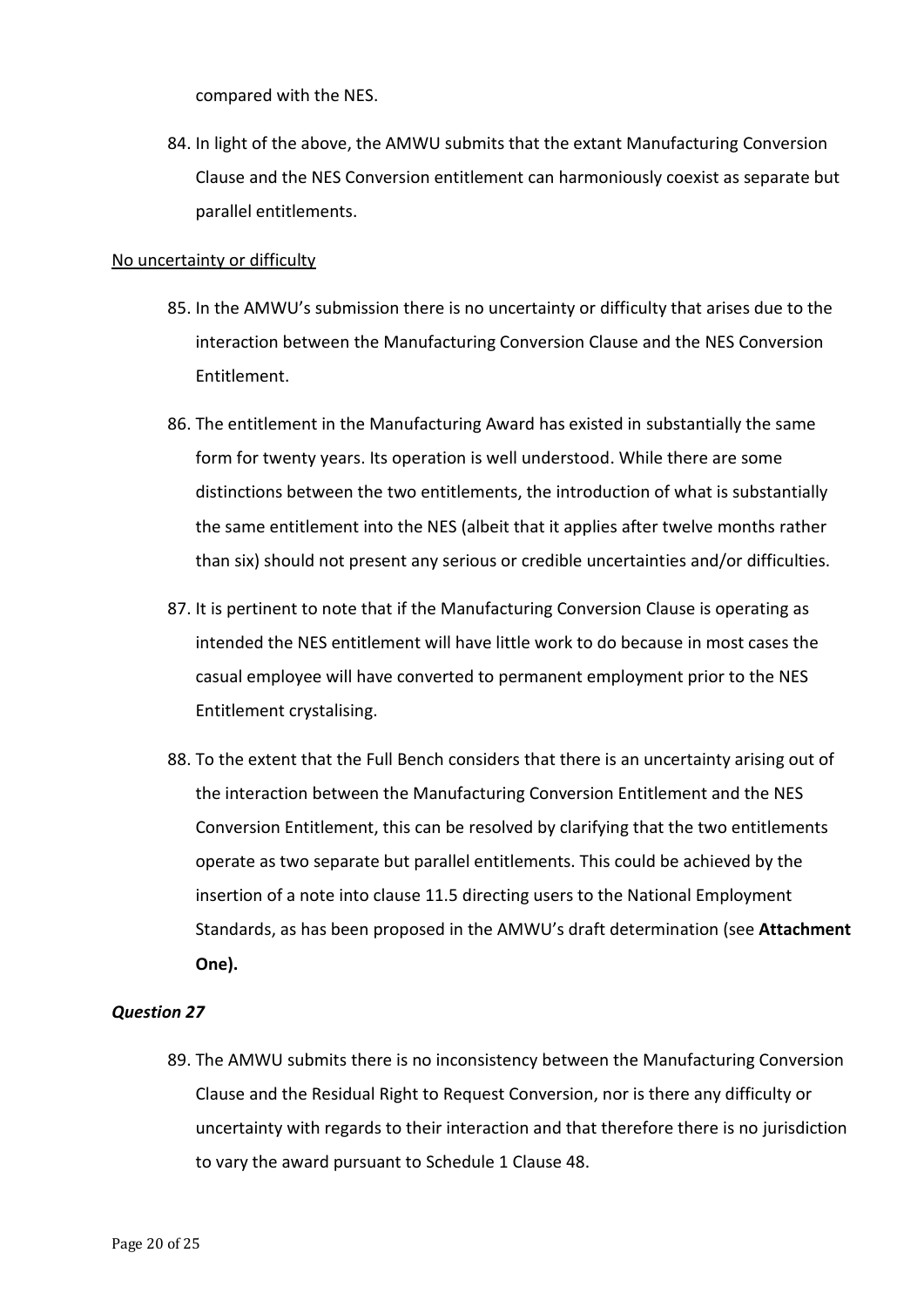compared with the NES.

84. In light of the above, the AMWU submits that the extant Manufacturing Conversion Clause and the NES Conversion entitlement can harmoniously coexist as separate but parallel entitlements.

<u>No uncertainty or difficulty</u>

85. In the AMWU's submission there is no uncertainty or difficulty that arises due to the interaction between the Manufacturing Conversion Clause and the NES Conversion Entitlement.

86. The entitlement in the Manufacturing Award has existed in substantially the same form for twenty years. Its operation is well understood. While there are some distinctions between the two entitlements, the introduction of what is substantially the same entitlement into the NES (albeit that it applies after twelve months rather than six) should not present any serious or credible uncertainties and/or difficulties.

87. It is pertinent to note that if the Manufacturing Conversion Clause is operating as intended the NES entitlement will have little work to do because in most cases the casual employee will have converted to permanent employment prior to the NES Entitlement crystalising.

88. To the extent that the Full Bench considers that there is an uncertainty arising out of the interaction between the Manufacturing Conversion Entitlement and the NES Conversion Entitlement, this can be resolved by clarifying that the two entitlements operate as two separate but parallel entitlements. This could be achieved by the insertion of a note into clause 11.5 directing users to the National Employment Standards, as has been proposed in the AMWU's draft determination (see **Attachment One).**

### *Question 27*

89. The AMWU submits there is no inconsistency between the Manufacturing Conversion Clause and the Residual Right to Request Conversion, nor is there any difficulty or uncertainty with regards to their interaction and that therefore there is no jurisdiction to vary the award pursuant to Schedule 1 Clause 48.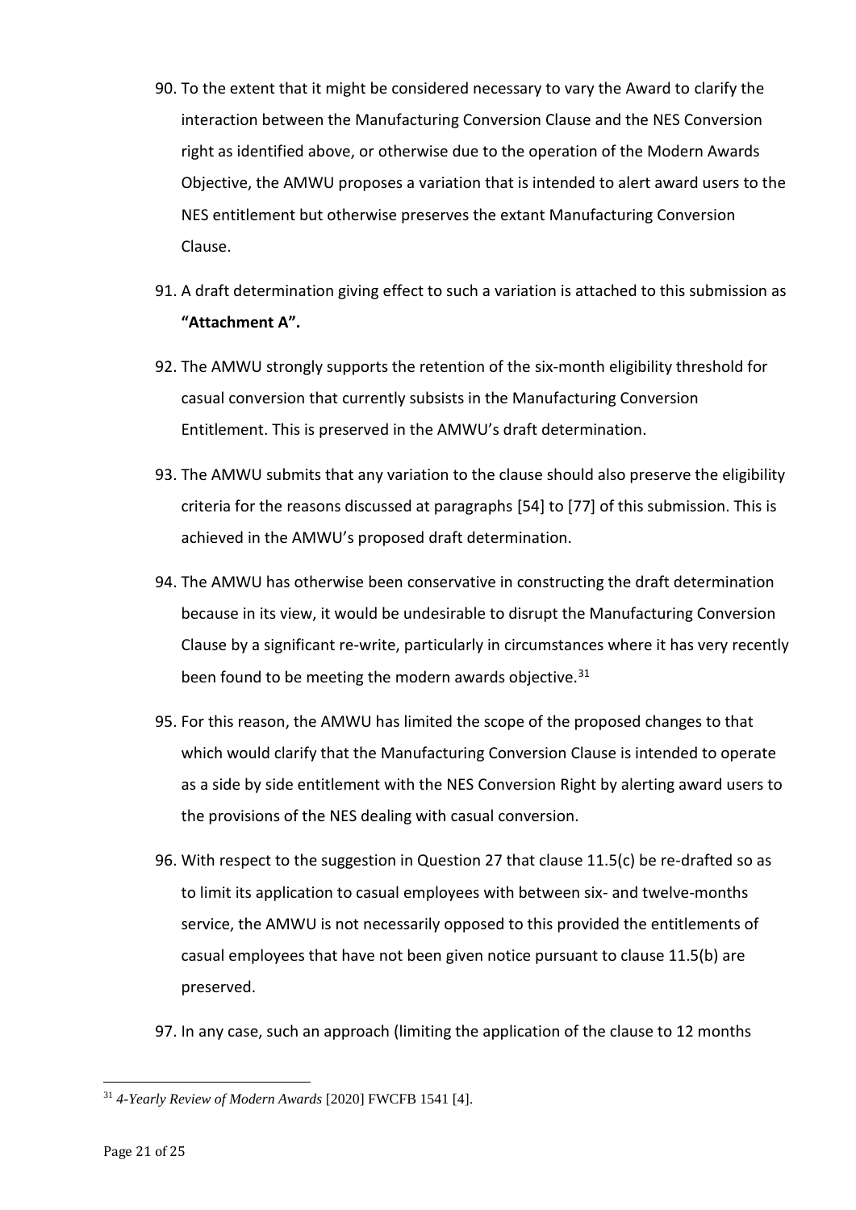90. To the extent that it might be considered necessary to vary the Award to clarify the interaction between the Manufacturing Conversion Clause and the NES Conversion right as identified above, or otherwise due to the operation of the Modern Awards Objective, the AMWU proposes a variation that is intended to alert award users to the NES entitlement but otherwise preserves the extant Manufacturing Conversion Clause.

91. A draft determination giving effect to such a variation is attached to this submission as **"Attachment A".**

92. The AMWU strongly supports the retention of the six-month eligibility threshold for casual conversion that currently subsists in the Manufacturing Conversion Entitlement. This is preserved in the AMWU's draft determination.

93. The AMWU submits that any variation to the clause should also preserve the eligibility criteria for the reasons discussed at paragraphs [54] to [77] of this submission. This is achieved in the AMWU's proposed draft determination.

94. The AMWU has otherwise been conservative in constructing the draft determination because in its view, it would be undesirable to disrupt the Manufacturing Conversion Clause by a significant re-write, particularly in circumstances where it has very recently been found to be meeting the modern awards objective.[31]

95. For this reason, the AMWU has limited the scope of the proposed changes to that which would clarify that the Manufacturing Conversion Clause is intended to operate as a side by side entitlement with the NES Conversion Right by alerting award users to the provisions of the NES dealing with casual conversion.

96. With respect to the suggestion in Question 27 that clause 11.5(c) be re-drafted so as to limit its application to casual employees with between six- and twelve-months service, the AMWU is not necessarily opposed to this provided the entitlements of casual employees that have not been given notice pursuant to clause 11.5(b) are preserved.

97. In any case, such an approach (limiting the application of the clause to 12 months

---

[31] *4-Yearly Review of Modern Awards* [2020] FWCFB 1541 [4].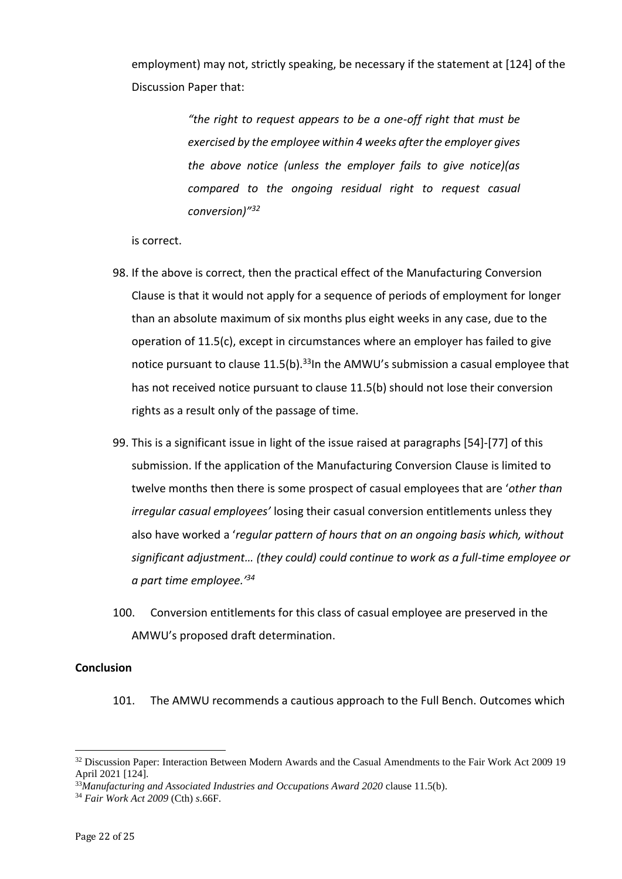employment) may not, strictly speaking, be necessary if the statement at [124] of the Discussion Paper that:

> *"the right to request appears to be a one-off right that must be exercised by the employee within 4 weeks after the employer gives the above notice (unless the employer fails to give notice)(as compared to the ongoing residual right to request casual conversion)"*[32]

is correct.

98. If the above is correct, then the practical effect of the Manufacturing Conversion Clause is that it would not apply for a sequence of periods of employment for longer than an absolute maximum of six months plus eight weeks in any case, due to the operation of 11.5(c), except in circumstances where an employer has failed to give notice pursuant to clause 11.5(b).[33] In the AMWU's submission a casual employee that has not received notice pursuant to clause 11.5(b) should not lose their conversion rights as a result only of the passage of time.

99. This is a significant issue in light of the issue raised at paragraphs [54]-[77] of this submission. If the application of the Manufacturing Conversion Clause is limited to twelve months then there is some prospect of casual employees that are '*other than irregular casual employees'* losing their casual conversion entitlements unless they also have worked a '*regular pattern of hours that on an ongoing basis which, without significant adjustment… (they could) could continue to work as a full-time employee or a part time employee.'*[34]

100. Conversion entitlements for this class of casual employee are preserved in the AMWU's proposed draft determination.

**Conclusion**

101. The AMWU recommends a cautious approach to the Full Bench. Outcomes which

---

[32] Discussion Paper: Interaction Between Modern Awards and the Casual Amendments to the Fair Work Act 2009 19 April 2021 [124].

[33] *Manufacturing and Associated Industries and Occupations Award 2020* clause 11.5(b).

[34] *Fair Work Act 2009* (Cth) *s*.66F.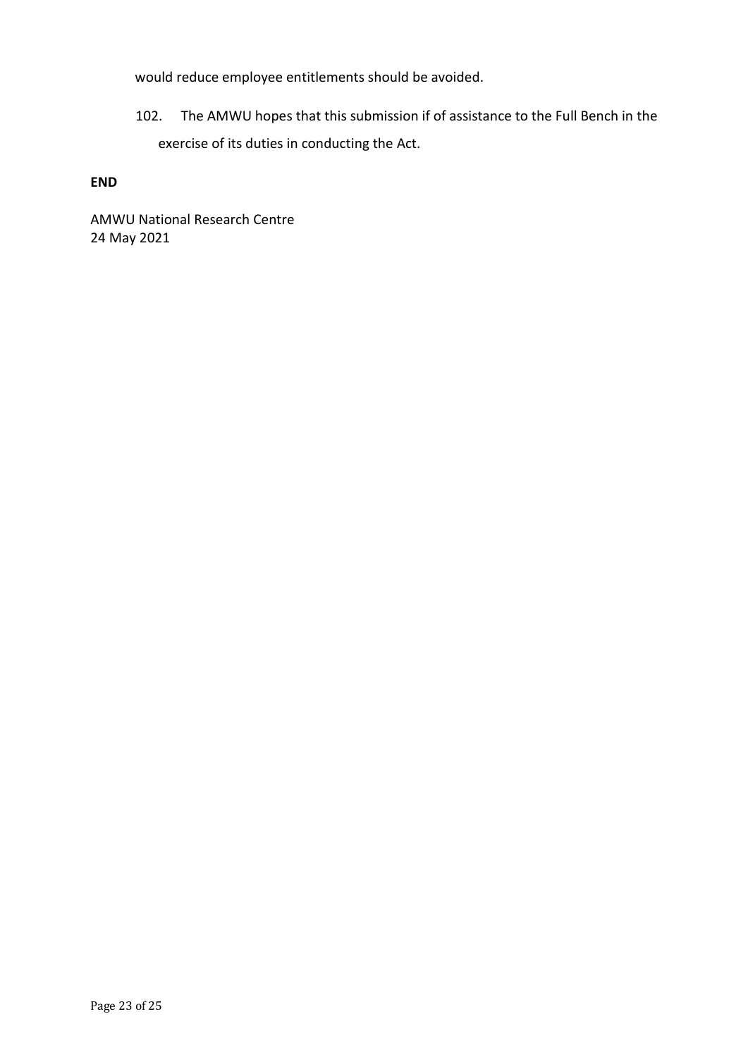would reduce employee entitlements should be avoided.

102. The AMWU hopes that this submission if of assistance to the Full Bench in the exercise of its duties in conducting the Act.

**END**

AMWU National Research Centre
24 May 2021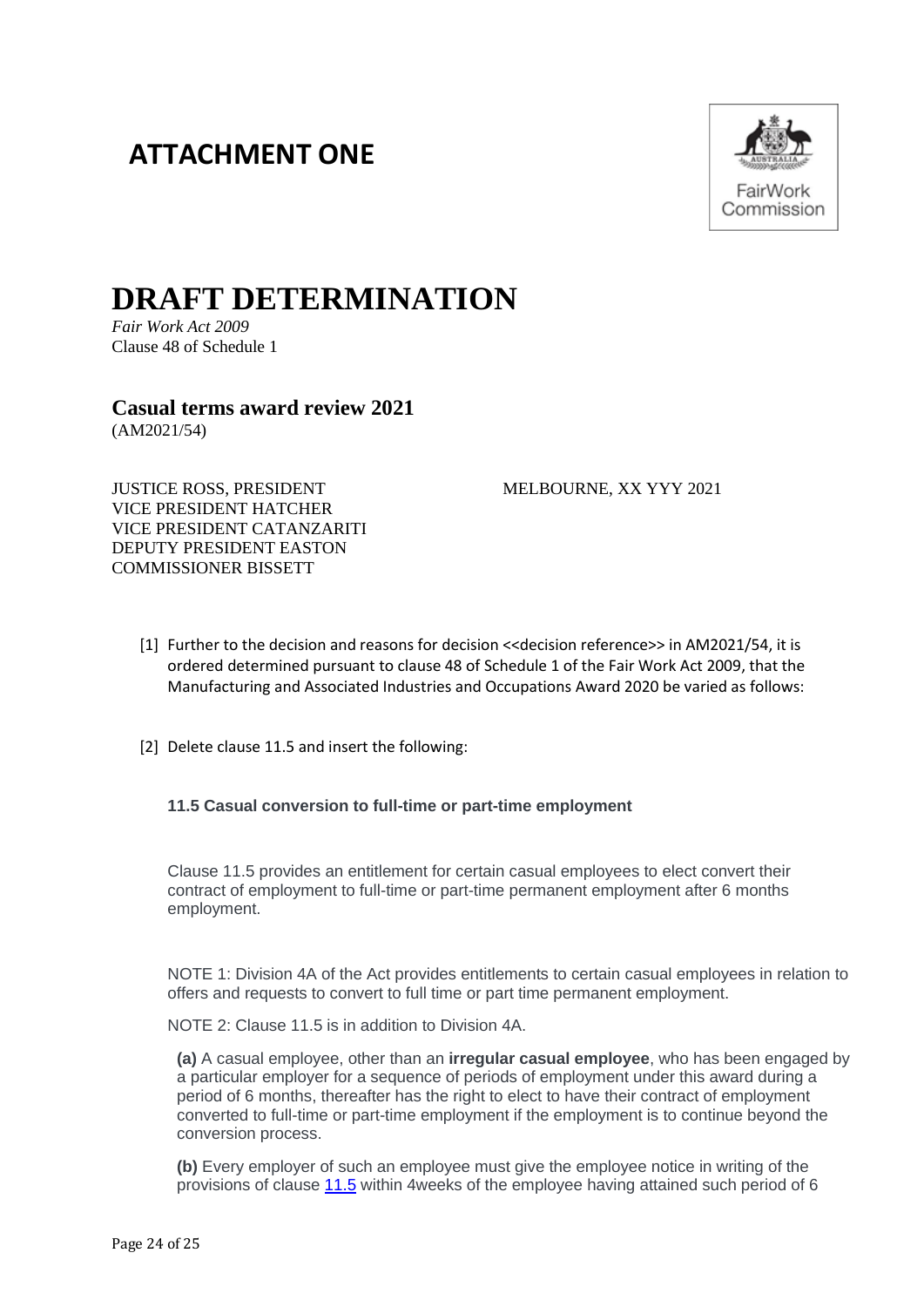# ATTACHMENT ONE

FairWork Commission

# DRAFT DETERMINATION

*Fair Work Act 2009*
Clause 48 of Schedule 1

## Casual terms award review 2021

(AM2021/54)

JUSTICE ROSS, PRESIDENT
VICE PRESIDENT HATCHER
VICE PRESIDENT CATANZARITI
DEPUTY PRESIDENT EASTON
COMMISSIONER BISSETT

MELBOURNE, XX YYY 2021

[1] Further to the decision and reasons for decision <<decision reference>> in AM2021/54, it is ordered determined pursuant to clause 48 of Schedule 1 of the Fair Work Act 2009, that the Manufacturing and Associated Industries and Occupations Award 2020 be varied as follows:

[2] Delete clause 11.5 and insert the following:

**11.5 Casual conversion to full-time or part-time employment**

Clause 11.5 provides an entitlement for certain casual employees to elect convert their contract of employment to full-time or part-time permanent employment after 6 months employment.

NOTE 1: Division 4A of the Act provides entitlements to certain casual employees in relation to offers and requests to convert to full time or part time permanent employment.

NOTE 2: Clause 11.5 is in addition to Division 4A.

**(a)** A casual employee, other than an **irregular casual employee**, who has been engaged by a particular employer for a sequence of periods of employment under this award during a period of 6 months, thereafter has the right to elect to have their contract of employment converted to full-time or part-time employment if the employment is to continue beyond the conversion process.

**(b)** Every employer of such an employee must give the employee notice in writing of the provisions of clause 11.5 within 4weeks of the employee having attained such period of 6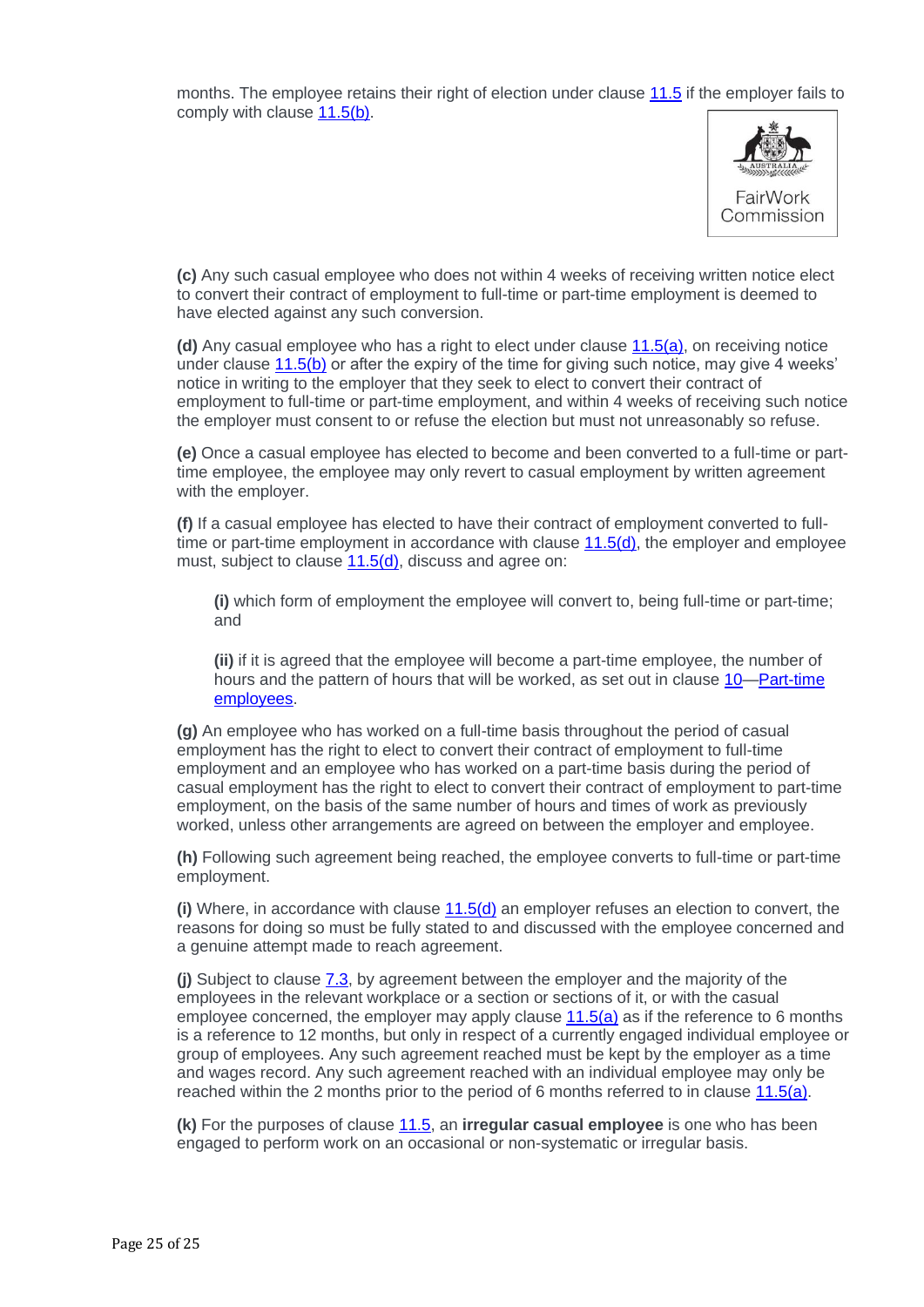months. The employee retains their right of election under clause 11.5 if the employer fails to comply with clause 11.5(b).

**(c)** Any such casual employee who does not within 4 weeks of receiving written notice elect to convert their contract of employment to full-time or part-time employment is deemed to have elected against any such conversion.

**(d)** Any casual employee who has a right to elect under clause 11.5(a), on receiving notice under clause 11.5(b) or after the expiry of the time for giving such notice, may give 4 weeks' notice in writing to the employer that they seek to elect to convert their contract of employment to full-time or part-time employment, and within 4 weeks of receiving such notice the employer must consent to or refuse the election but must not unreasonably so refuse.

**(e)** Once a casual employee has elected to become and been converted to a full-time or part-time employee, the employee may only revert to casual employment by written agreement with the employer.

**(f)** If a casual employee has elected to have their contract of employment converted to full-time or part-time employment in accordance with clause 11.5(d), the employer and employee must, subject to clause 11.5(d), discuss and agree on:

> **(i)** which form of employment the employee will convert to, being full-time or part-time; and
>
> **(ii)** if it is agreed that the employee will become a part-time employee, the number of hours and the pattern of hours that will be worked, as set out in clause 10—Part-time employees.

**(g)** An employee who has worked on a full-time basis throughout the period of casual employment has the right to elect to convert their contract of employment to full-time employment and an employee who has worked on a part-time basis during the period of casual employment has the right to elect to convert their contract of employment to part-time employment, on the basis of the same number of hours and times of work as previously worked, unless other arrangements are agreed on between the employer and employee.

**(h)** Following such agreement being reached, the employee converts to full-time or part-time employment.

**(i)** Where, in accordance with clause 11.5(d) an employer refuses an election to convert, the reasons for doing so must be fully stated to and discussed with the employee concerned and a genuine attempt made to reach agreement.

**(j)** Subject to clause 7.3, by agreement between the employer and the majority of the employees in the relevant workplace or a section or sections of it, or with the casual employee concerned, the employer may apply clause 11.5(a) as if the reference to 6 months is a reference to 12 months, but only in respect of a currently engaged individual employee or group of employees. Any such agreement reached must be kept by the employer as a time and wages record. Any such agreement reached with an individual employee may only be reached within the 2 months prior to the period of 6 months referred to in clause 11.5(a).

**(k)** For the purposes of clause 11.5, an **irregular casual employee** is one who has been engaged to perform work on an occasional or non-systematic or irregular basis.